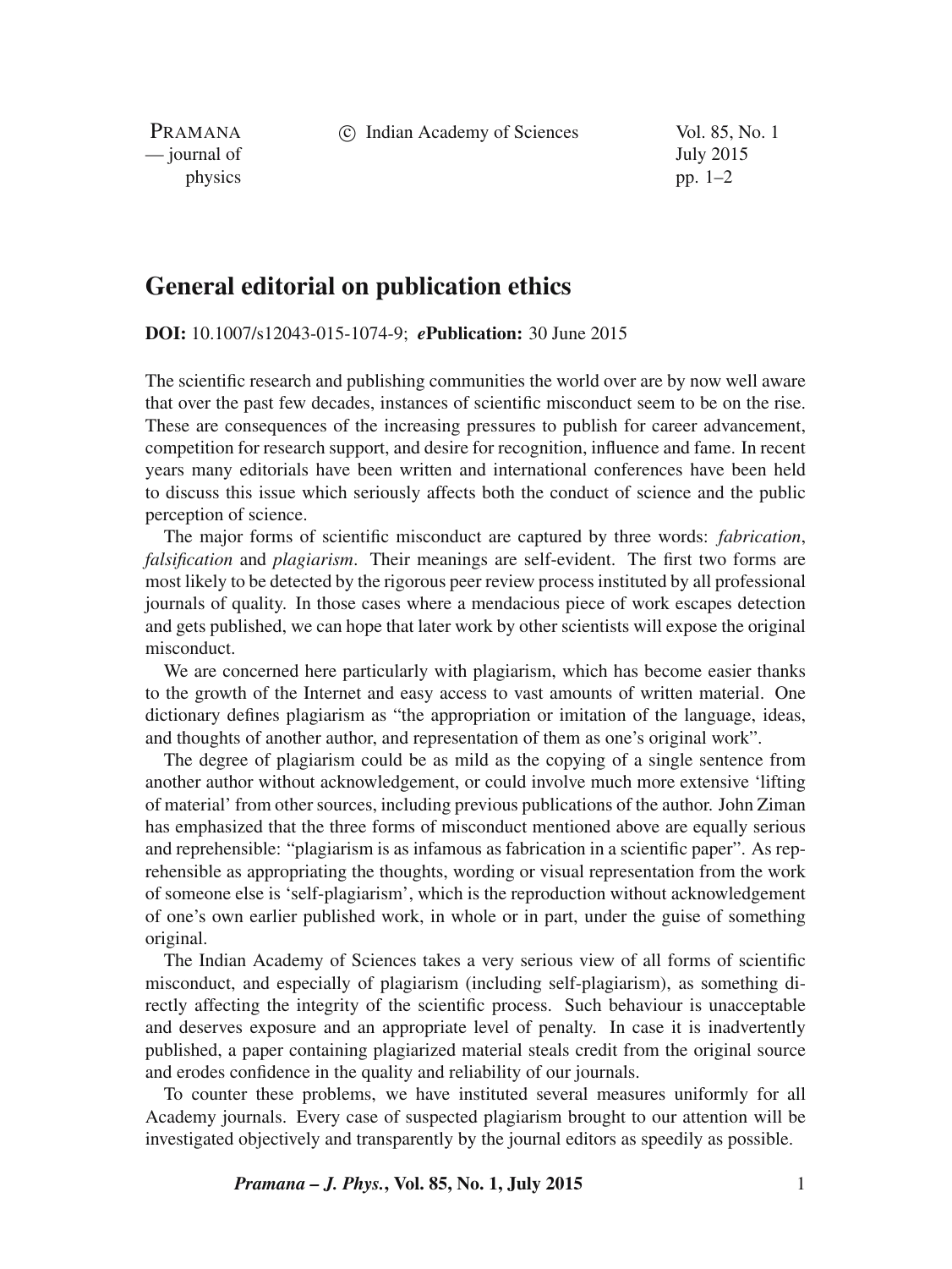# General editorial on publication ethics

**DOI:** 10.1007/s12043-015-1074-9; ***e*Publication:** 30 June 2015

The scientific research and publishing communities the world over are by now well aware that over the past few decades, instances of scientific misconduct seem to be on the rise. These are consequences of the increasing pressures to publish for career advancement, competition for research support, and desire for recognition, influence and fame. In recent years many editorials have been written and international conferences have been held to discuss this issue which seriously affects both the conduct of science and the public perception of science.

The major forms of scientific misconduct are captured by three words: *fabrication*, *falsification* and *plagiarism*. Their meanings are self-evident. The first two forms are most likely to be detected by the rigorous peer review process instituted by all professional journals of quality. In those cases where a mendacious piece of work escapes detection and gets published, we can hope that later work by other scientists will expose the original misconduct.

We are concerned here particularly with plagiarism, which has become easier thanks to the growth of the Internet and easy access to vast amounts of written material. One dictionary defines plagiarism as "the appropriation or imitation of the language, ideas, and thoughts of another author, and representation of them as one's original work".

The degree of plagiarism could be as mild as the copying of a single sentence from another author without acknowledgement, or could involve much more extensive 'lifting of material' from other sources, including previous publications of the author. John Ziman has emphasized that the three forms of misconduct mentioned above are equally serious and reprehensible: "plagiarism is as infamous as fabrication in a scientific paper". As reprehensible as appropriating the thoughts, wording or visual representation from the work of someone else is 'self-plagiarism', which is the reproduction without acknowledgement of one's own earlier published work, in whole or in part, under the guise of something original.

The Indian Academy of Sciences takes a very serious view of all forms of scientific misconduct, and especially of plagiarism (including self-plagiarism), as something directly affecting the integrity of the scientific process. Such behaviour is unacceptable and deserves exposure and an appropriate level of penalty. In case it is inadvertently published, a paper containing plagiarized material steals credit from the original source and erodes confidence in the quality and reliability of our journals.

To counter these problems, we have instituted several measures uniformly for all Academy journals. Every case of suspected plagiarism brought to our attention will be investigated objectively and transparently by the journal editors as speedily as possible.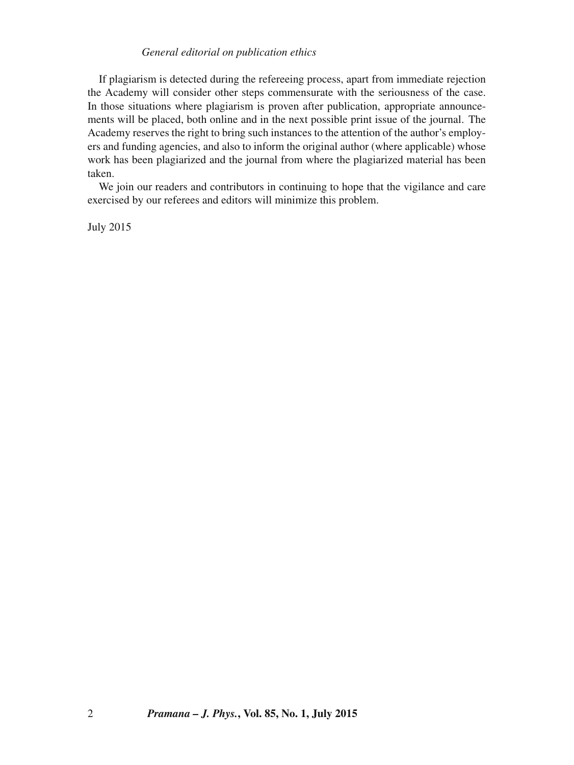If plagiarism is detected during the refereeing process, apart from immediate rejection the Academy will consider other steps commensurate with the seriousness of the case. In those situations where plagiarism is proven after publication, appropriate announcements will be placed, both online and in the next possible print issue of the journal. The Academy reserves the right to bring such instances to the attention of the author's employers and funding agencies, and also to inform the original author (where applicable) whose work has been plagiarized and the journal from where the plagiarized material has been taken.

We join our readers and contributors in continuing to hope that the vigilance and care exercised by our referees and editors will minimize this problem.

July 2015